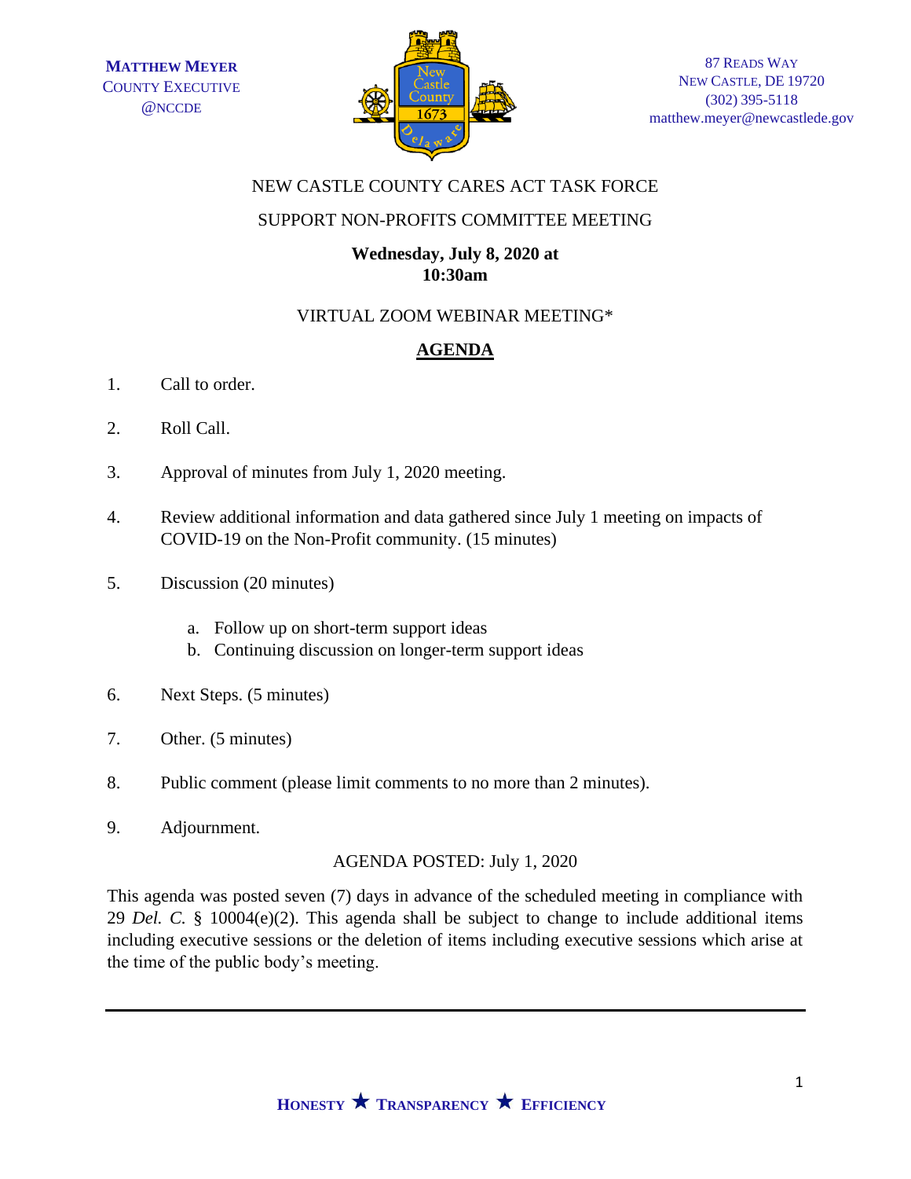**Matthew Meyer**
County Executive
@NCCDE

87 Reads Way
New Castle, DE 19720
(302) 395-5118
matthew.meyer@newcastlede.gov

NEW CASTLE COUNTY CARES ACT TASK FORCE

SUPPORT NON-PROFITS COMMITTEE MEETING

**Wednesday, July 8, 2020 at 10:30am**

VIRTUAL ZOOM WEBINAR MEETING*

## AGENDA

1. Call to order.

2. Roll Call.

3. Approval of minutes from July 1, 2020 meeting.

4. Review additional information and data gathered since July 1 meeting on impacts of COVID-19 on the Non-Profit community. (15 minutes)

5. Discussion (20 minutes)

   a. Follow up on short-term support ideas
   b. Continuing discussion on longer-term support ideas

6. Next Steps. (5 minutes)

7. Other. (5 minutes)

8. Public comment (please limit comments to no more than 2 minutes).

9. Adjournment.

AGENDA POSTED: July 1, 2020

This agenda was posted seven (7) days in advance of the scheduled meeting in compliance with 29 *Del. C.* § 10004(e)(2). This agenda shall be subject to change to include additional items including executive sessions or the deletion of items including executive sessions which arise at the time of the public body's meeting.

**Honesty ★ Transparency ★ Efficiency**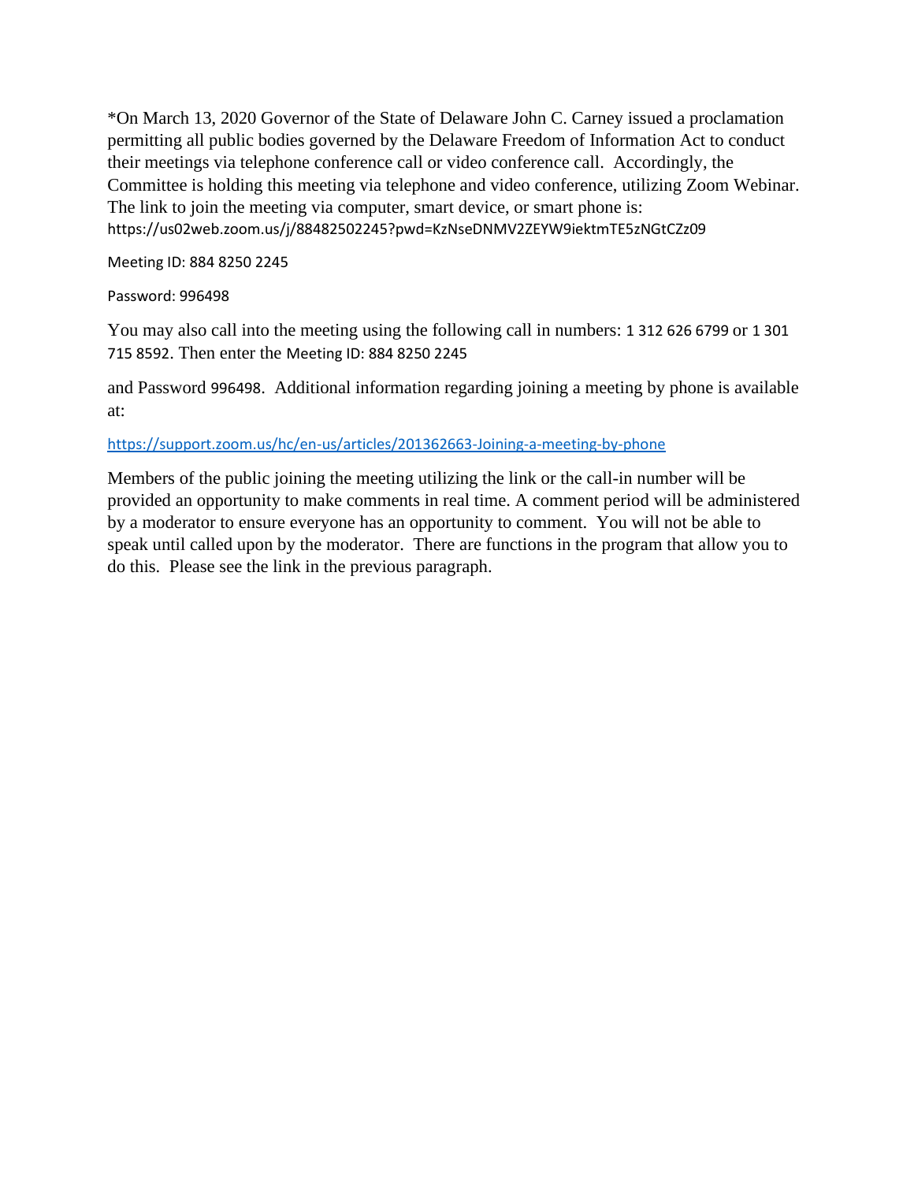*On March 13, 2020 Governor of the State of Delaware John C. Carney issued a proclamation permitting all public bodies governed by the Delaware Freedom of Information Act to conduct their meetings via telephone conference call or video conference call. Accordingly, the Committee is holding this meeting via telephone and video conference, utilizing Zoom Webinar. The link to join the meeting via computer, smart device, or smart phone is: https://us02web.zoom.us/j/88482502245?pwd=KzNseDNMV2ZEYW9iektmTE5zNGtCZz09

Meeting ID: 884 8250 2245

Password: 996498

You may also call into the meeting using the following call in numbers: 1 312 626 6799 or 1 301 715 8592. Then enter the Meeting ID: 884 8250 2245

and Password 996498. Additional information regarding joining a meeting by phone is available at:

https://support.zoom.us/hc/en-us/articles/201362663-Joining-a-meeting-by-phone

Members of the public joining the meeting utilizing the link or the call-in number will be provided an opportunity to make comments in real time. A comment period will be administered by a moderator to ensure everyone has an opportunity to comment. You will not be able to speak until called upon by the moderator. There are functions in the program that allow you to do this. Please see the link in the previous paragraph.